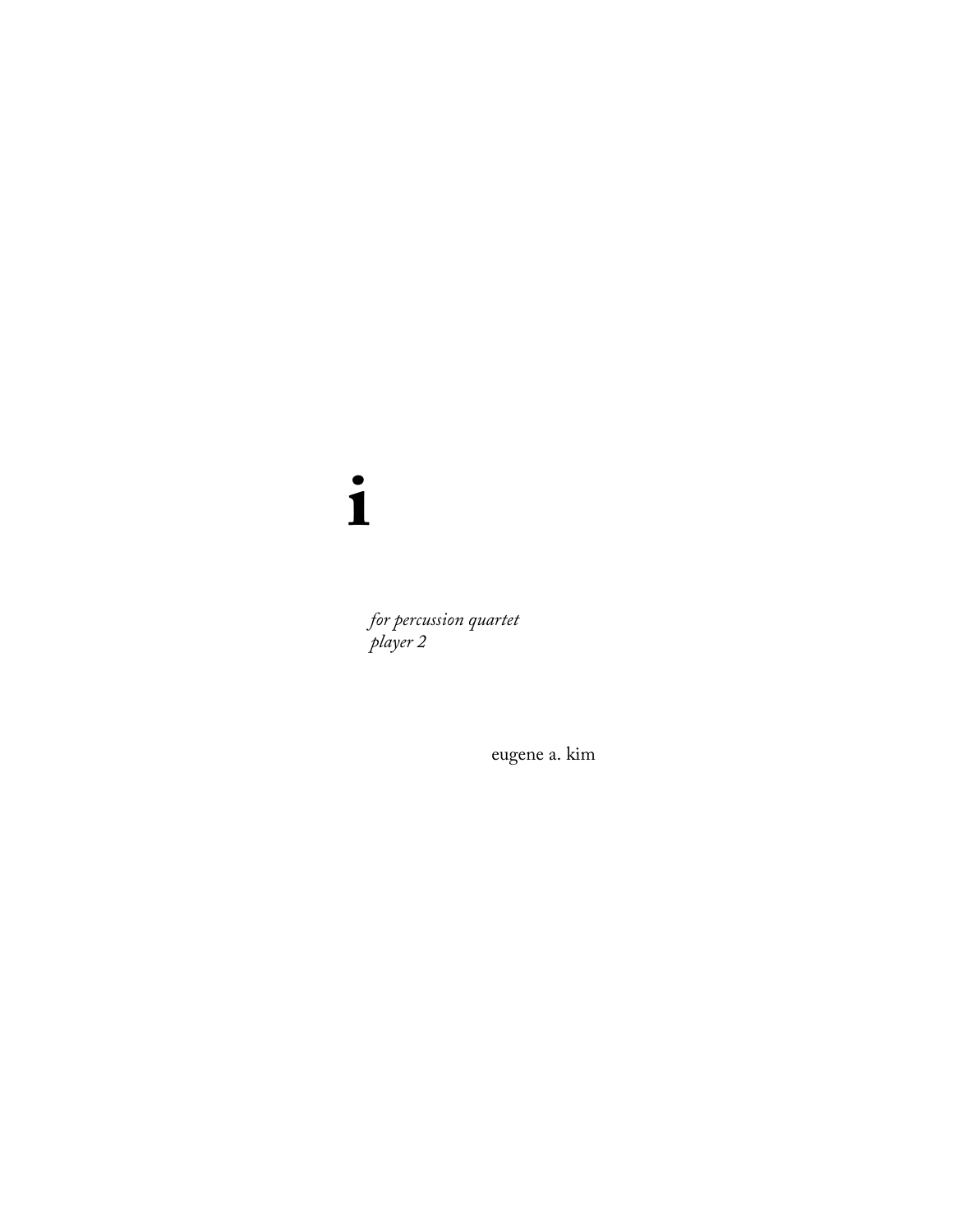# i

*for percussion quartet*
*player 2*

eugene a. kim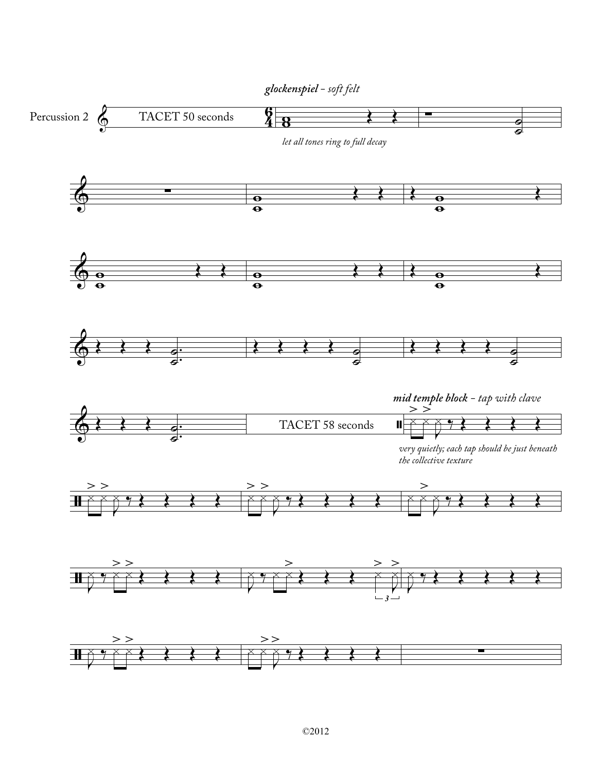Percussion 2

TACET 50 seconds

***glockenspiel*** - *soft felt*

*let all tones ring to full decay*

TACET 58 seconds

***mid temple block*** - *tap with clave*

*very quietly; each tap should be just beneath the collective texture*

3

©2012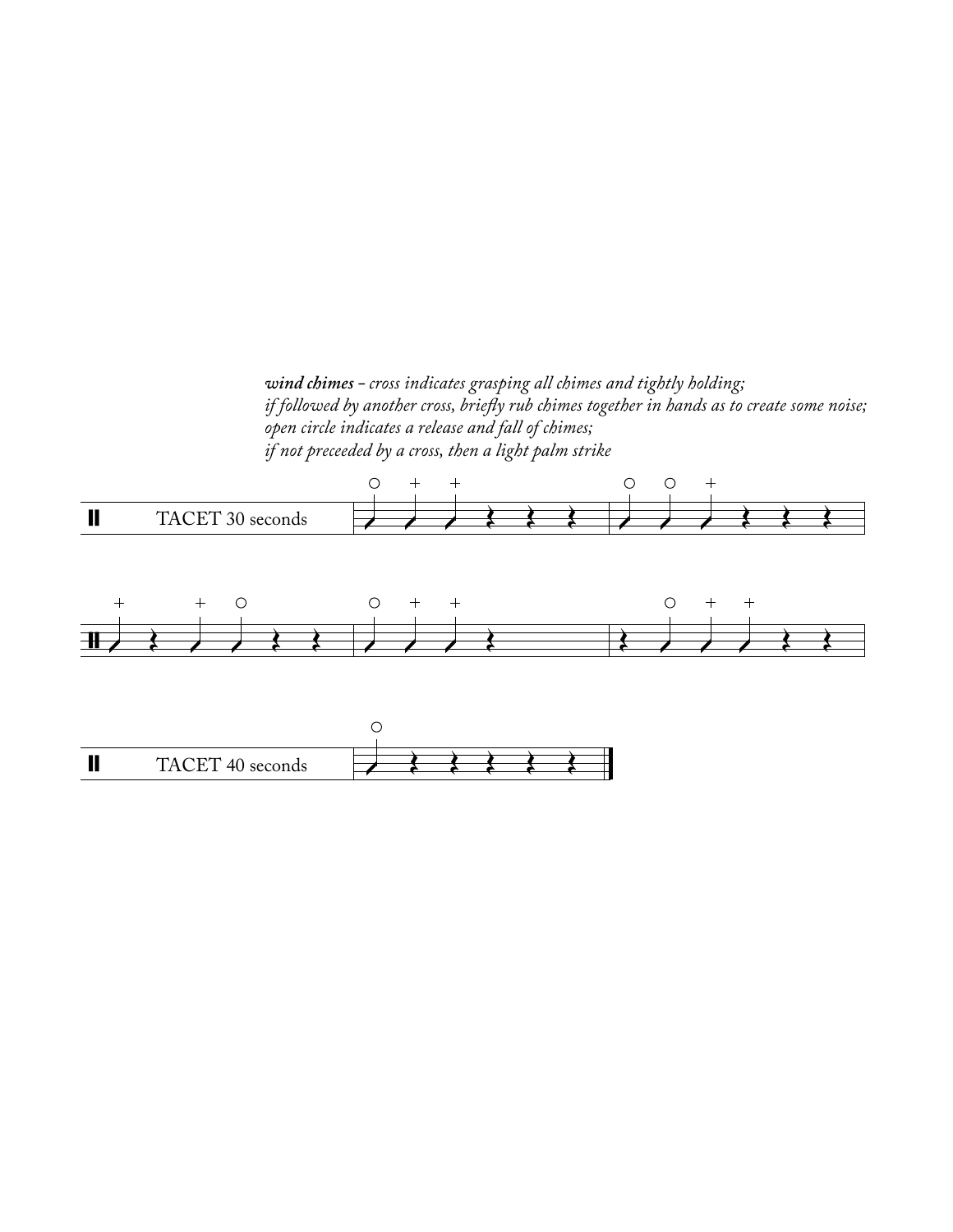***wind chimes** – cross indicates grasping all chimes and tightly holding;*
*if followed by another cross, briefly rub chimes together in hands as to create some noise;*
*open circle indicates a release and fall of chimes;*
*if not preceeded by a cross, then a light palm strike*

TACET 30 seconds

TACET 40 seconds